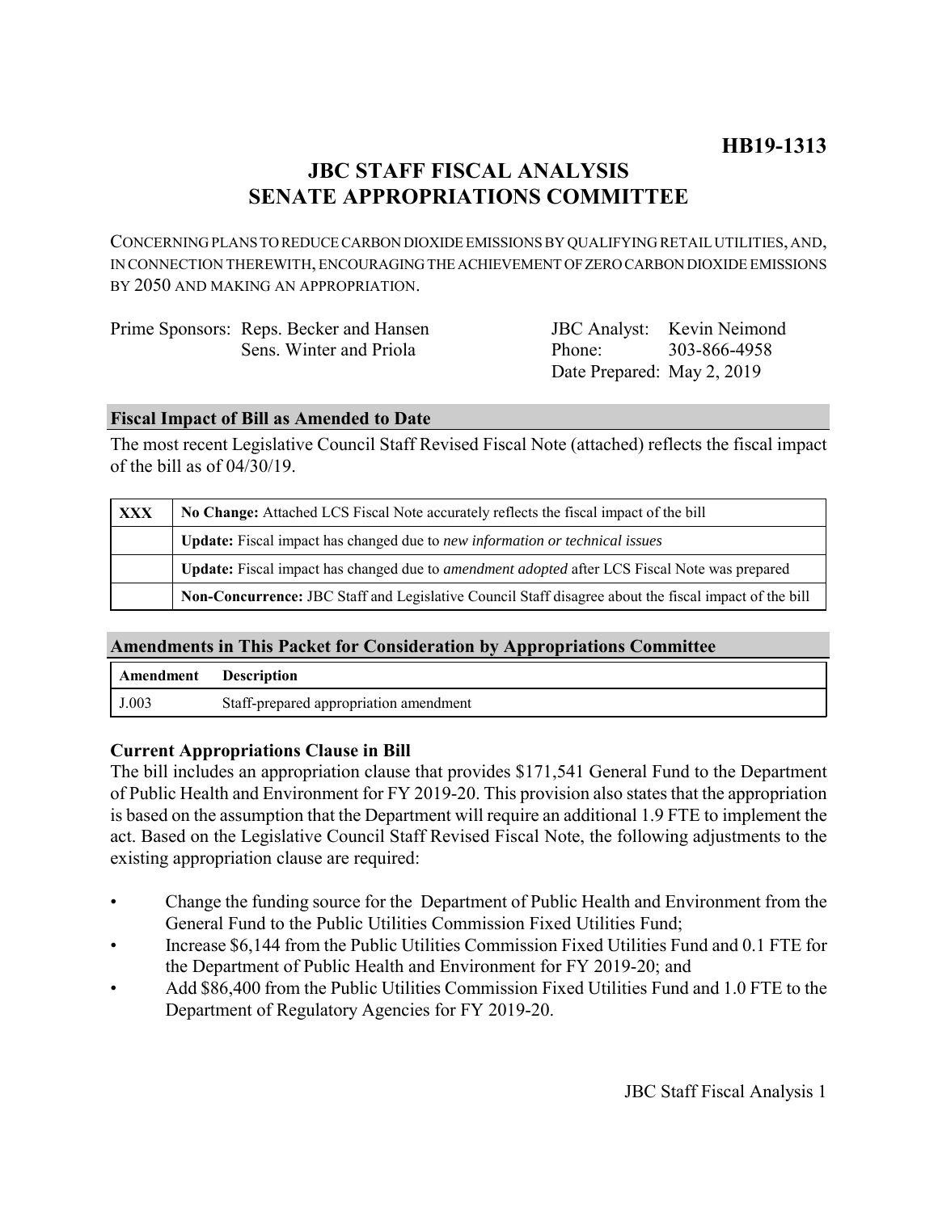**HB19-1313**

# JBC STAFF FISCAL ANALYSIS
# SENATE APPROPRIATIONS COMMITTEE

CONCERNING PLANS TO REDUCE CARBON DIOXIDE EMISSIONS BY QUALIFYING RETAIL UTILITIES, AND, IN CONNECTION THEREWITH, ENCOURAGING THE ACHIEVEMENT OF ZERO CARBON DIOXIDE EMISSIONS BY 2050 AND MAKING AN APPROPRIATION.

Prime Sponsors: Reps. Becker and Hansen
Sens. Winter and Priola

JBC Analyst: Kevin Neimond
Phone: 303-866-4958
Date Prepared: May 2, 2019

## Fiscal Impact of Bill as Amended to Date

The most recent Legislative Council Staff Revised Fiscal Note (attached) reflects the fiscal impact of the bill as of 04/30/19.

| | |
|---|---|
| XXX | **No Change:** Attached LCS Fiscal Note accurately reflects the fiscal impact of the bill |
| | **Update:** Fiscal impact has changed due to *new information or technical issues* |
| | **Update:** Fiscal impact has changed due to *amendment adopted* after LCS Fiscal Note was prepared |
| | **Non-Concurrence:** JBC Staff and Legislative Council Staff disagree about the fiscal impact of the bill |

## Amendments in This Packet for Consideration by Appropriations Committee

| Amendment | Description |
|---|---|
| J.003 | Staff-prepared appropriation amendment |

### Current Appropriations Clause in Bill

The bill includes an appropriation clause that provides $171,541 General Fund to the Department of Public Health and Environment for FY 2019-20. This provision also states that the appropriation is based on the assumption that the Department will require an additional 1.9 FTE to implement the act. Based on the Legislative Council Staff Revised Fiscal Note, the following adjustments to the existing appropriation clause are required:

- Change the funding source for the Department of Public Health and Environment from the General Fund to the Public Utilities Commission Fixed Utilities Fund;
- Increase $6,144 from the Public Utilities Commission Fixed Utilities Fund and 0.1 FTE for the Department of Public Health and Environment for FY 2019-20; and
- Add $86,400 from the Public Utilities Commission Fixed Utilities Fund and 1.0 FTE to the Department of Regulatory Agencies for FY 2019-20.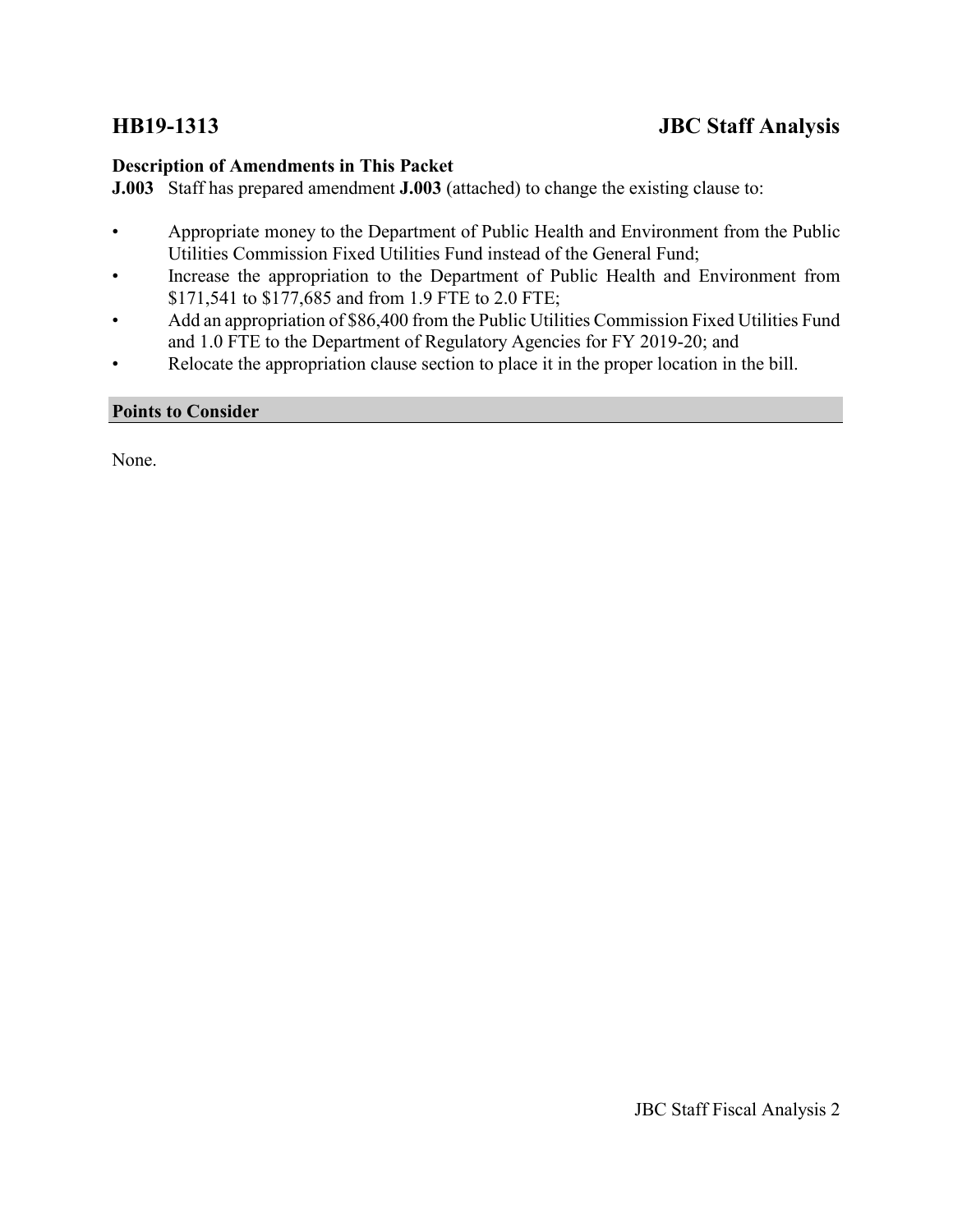## HB19-1313 JBC Staff Analysis

**Description of Amendments in This Packet**

**J.003** Staff has prepared amendment **J.003** (attached) to change the existing clause to:

- Appropriate money to the Department of Public Health and Environment from the Public Utilities Commission Fixed Utilities Fund instead of the General Fund;
- Increase the appropriation to the Department of Public Health and Environment from $171,541 to $177,685 and from 1.9 FTE to 2.0 FTE;
- Add an appropriation of $86,400 from the Public Utilities Commission Fixed Utilities Fund and 1.0 FTE to the Department of Regulatory Agencies for FY 2019-20; and
- Relocate the appropriation clause section to place it in the proper location in the bill.

### Points to Consider

None.